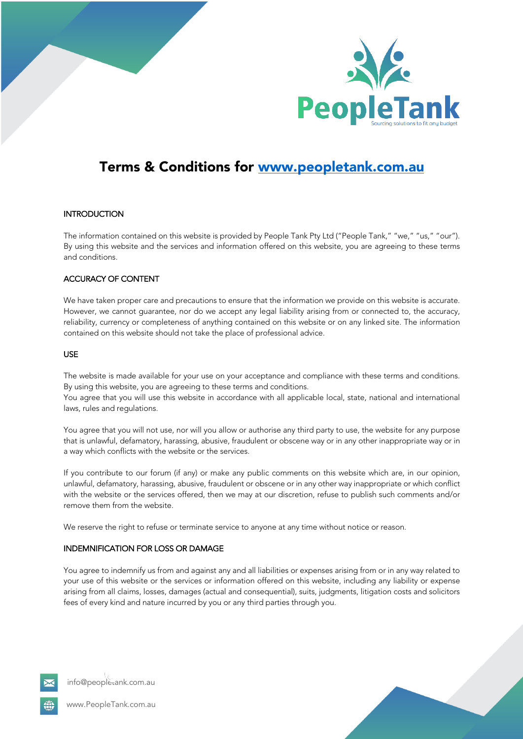# Terms & Conditions for [www.peopletank.com.au](http://www.peopletank.com.au)

## INTRODUCTION

The information contained on this website is provided by People Tank Pty Ltd ("People Tank," "we," "us," "our"). By using this website and the services and information offered on this website, you are agreeing to these terms and conditions.

## ACCURACY OF CONTENT

We have taken proper care and precautions to ensure that the information we provide on this website is accurate. However, we cannot guarantee, nor do we accept any legal liability arising from or connected to, the accuracy, reliability, currency or completeness of anything contained on this website or on any linked site. The information contained on this website should not take the place of professional advice.

## USE

The website is made available for your use on your acceptance and compliance with these terms and conditions. By using this website, you are agreeing to these terms and conditions.
You agree that you will use this website in accordance with all applicable local, state, national and international laws, rules and regulations.

You agree that you will not use, nor will you allow or authorise any third party to use, the website for any purpose that is unlawful, defamatory, harassing, abusive, fraudulent or obscene way or in any other inappropriate way or in a way which conflicts with the website or the services.

If you contribute to our forum (if any) or make any public comments on this website which are, in our opinion, unlawful, defamatory, harassing, abusive, fraudulent or obscene or in any other way inappropriate or which conflict with the website or the services offered, then we may at our discretion, refuse to publish such comments and/or remove them from the website.

We reserve the right to refuse or terminate service to anyone at any time without notice or reason.

## INDEMNIFICATION FOR LOSS OR DAMAGE

You agree to indemnify us from and against any and all liabilities or expenses arising from or in any way related to your use of this website or the services or information offered on this website, including any liability or expense arising from all claims, losses, damages (actual and consequential), suits, judgments, litigation costs and solicitors fees of every kind and nature incurred by you or any third parties through you.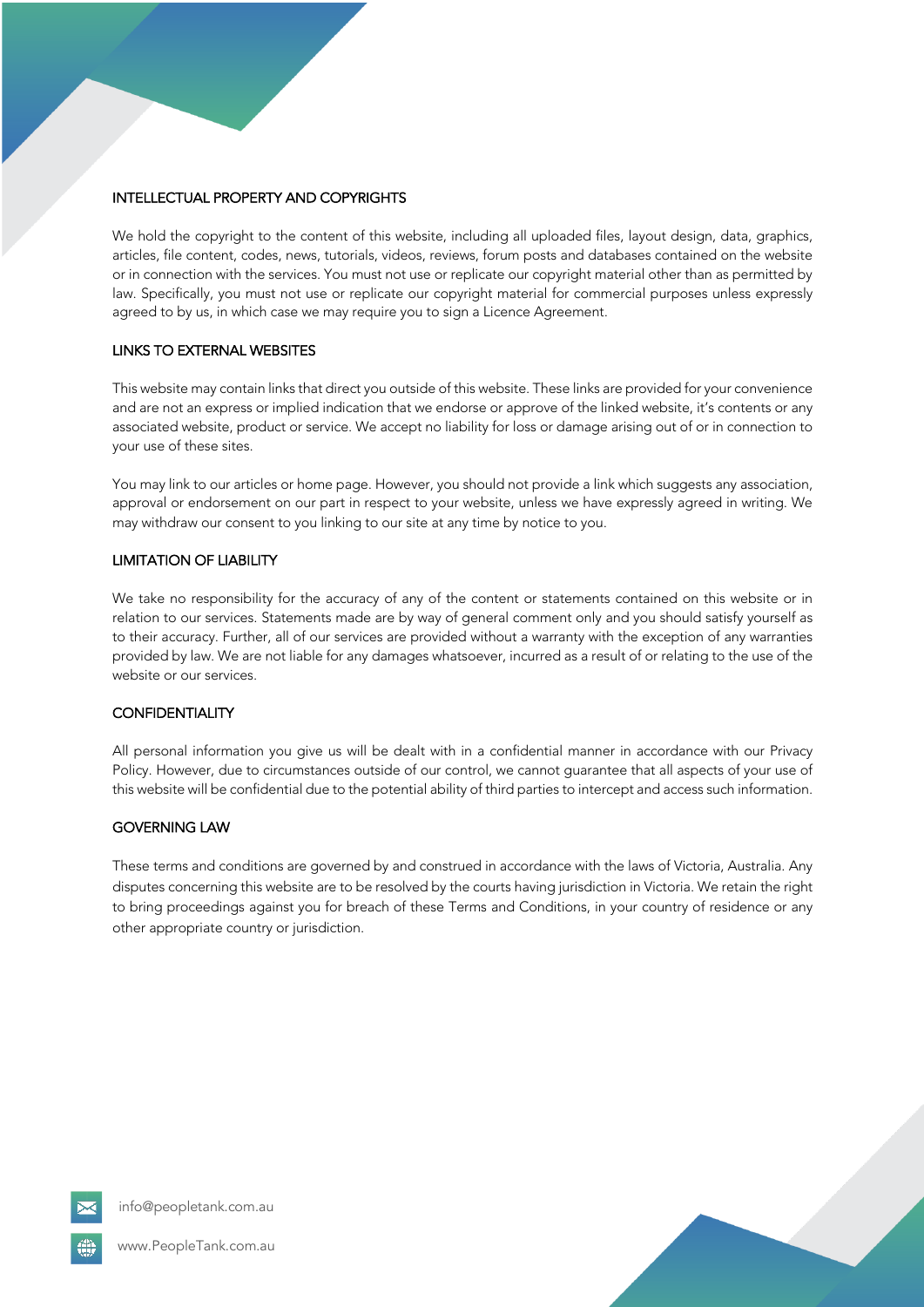## INTELLECTUAL PROPERTY AND COPYRIGHTS

We hold the copyright to the content of this website, including all uploaded files, layout design, data, graphics, articles, file content, codes, news, tutorials, videos, reviews, forum posts and databases contained on the website or in connection with the services. You must not use or replicate our copyright material other than as permitted by law. Specifically, you must not use or replicate our copyright material for commercial purposes unless expressly agreed to by us, in which case we may require you to sign a Licence Agreement.

## LINKS TO EXTERNAL WEBSITES

This website may contain links that direct you outside of this website. These links are provided for your convenience and are not an express or implied indication that we endorse or approve of the linked website, it's contents or any associated website, product or service. We accept no liability for loss or damage arising out of or in connection to your use of these sites.

You may link to our articles or home page. However, you should not provide a link which suggests any association, approval or endorsement on our part in respect to your website, unless we have expressly agreed in writing. We may withdraw our consent to you linking to our site at any time by notice to you.

## LIMITATION OF LIABILITY

We take no responsibility for the accuracy of any of the content or statements contained on this website or in relation to our services. Statements made are by way of general comment only and you should satisfy yourself as to their accuracy. Further, all of our services are provided without a warranty with the exception of any warranties provided by law. We are not liable for any damages whatsoever, incurred as a result of or relating to the use of the website or our services.

## CONFIDENTIALITY

All personal information you give us will be dealt with in a confidential manner in accordance with our Privacy Policy. However, due to circumstances outside of our control, we cannot guarantee that all aspects of your use of this website will be confidential due to the potential ability of third parties to intercept and access such information.

## GOVERNING LAW

These terms and conditions are governed by and construed in accordance with the laws of Victoria, Australia. Any disputes concerning this website are to be resolved by the courts having jurisdiction in Victoria. We retain the right to bring proceedings against you for breach of these Terms and Conditions, in your country of residence or any other appropriate country or jurisdiction.

info@peopletank.com.au

www.PeopleTank.com.au